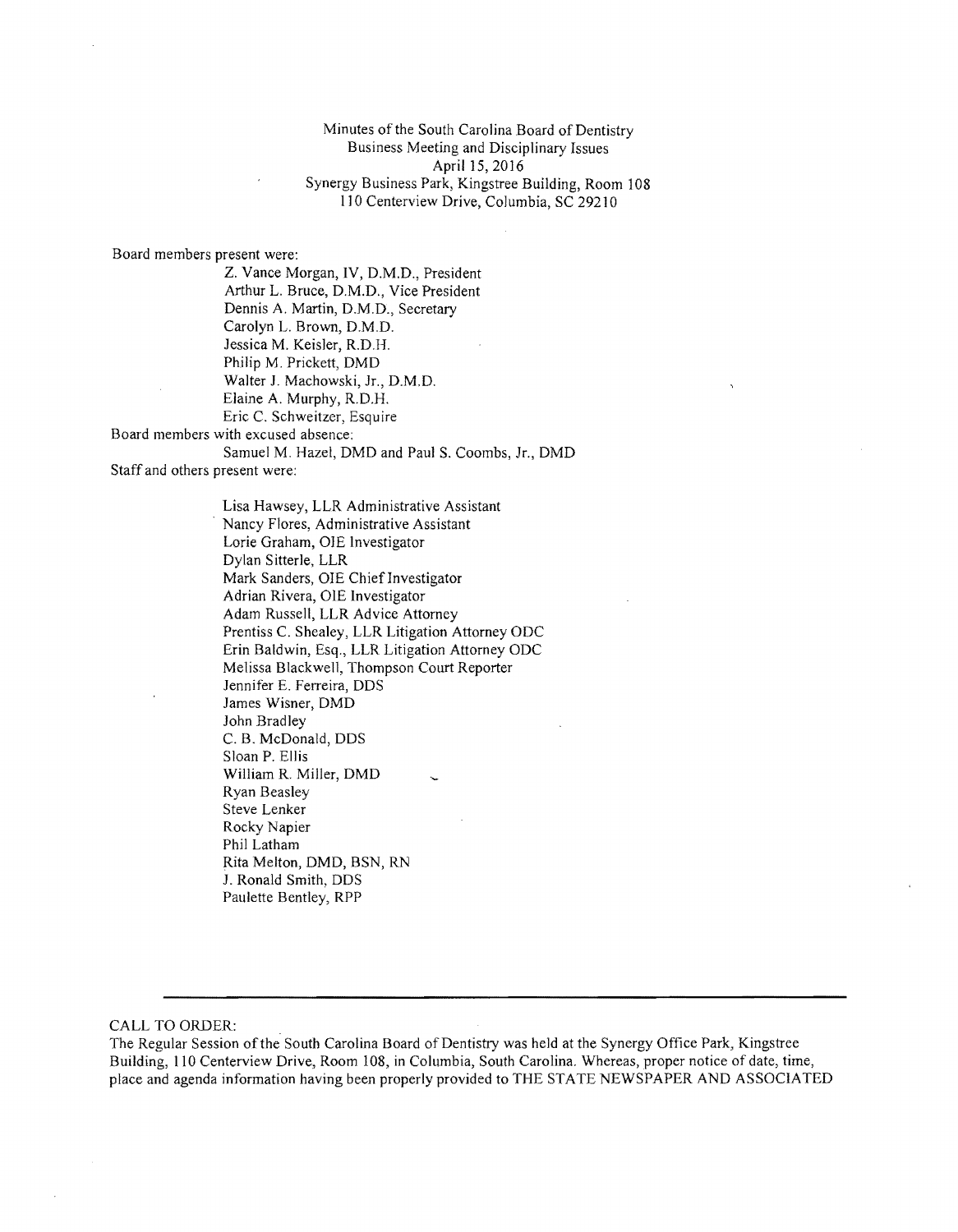Minutes of the South Carolina Board of Dentistry
Business Meeting and Disciplinary Issues
April 15, 2016
Synergy Business Park, Kingstree Building, Room 108
110 Centerview Drive, Columbia, SC 29210

Board members present were:

- Z. Vance Morgan, IV, D.M.D., President
- Arthur L. Bruce, D.M.D., Vice President
- Dennis A. Martin, D.M.D., Secretary
- Carolyn L. Brown, D.M.D.
- Jessica M. Keisler, R.D.H.
- Philip M. Prickett, DMD
- Walter J. Machowski, Jr., D.M.D.
- Elaine A. Murphy, R.D.H.
- Eric C. Schweitzer, Esquire

Board members with excused absence:

- Samuel M. Hazel, DMD and Paul S. Coombs, Jr., DMD

Staff and others present were:

- Lisa Hawsey, LLR Administrative Assistant
- Nancy Flores, Administrative Assistant
- Lorie Graham, OIE Investigator
- Dylan Sitterle, LLR
- Mark Sanders, OIE Chief Investigator
- Adrian Rivera, OIE Investigator
- Adam Russell, LLR Advice Attorney
- Prentiss C. Shealey, LLR Litigation Attorney ODC
- Erin Baldwin, Esq., LLR Litigation Attorney ODC
- Melissa Blackwell, Thompson Court Reporter
- Jennifer E. Ferreira, DDS
- James Wisner, DMD
- John Bradley
- C. B. McDonald, DDS
- Sloan P. Ellis
- William R. Miller, DMD
- Ryan Beasley
- Steve Lenker
- Rocky Napier
- Phil Latham
- Rita Melton, DMD, BSN, RN
- J. Ronald Smith, DDS
- Paulette Bentley, RPP

---

CALL TO ORDER:

The Regular Session of the South Carolina Board of Dentistry was held at the Synergy Office Park, Kingstree Building, 110 Centerview Drive, Room 108, in Columbia, South Carolina. Whereas, proper notice of date, time, place and agenda information having been properly provided to THE STATE NEWSPAPER AND ASSOCIATED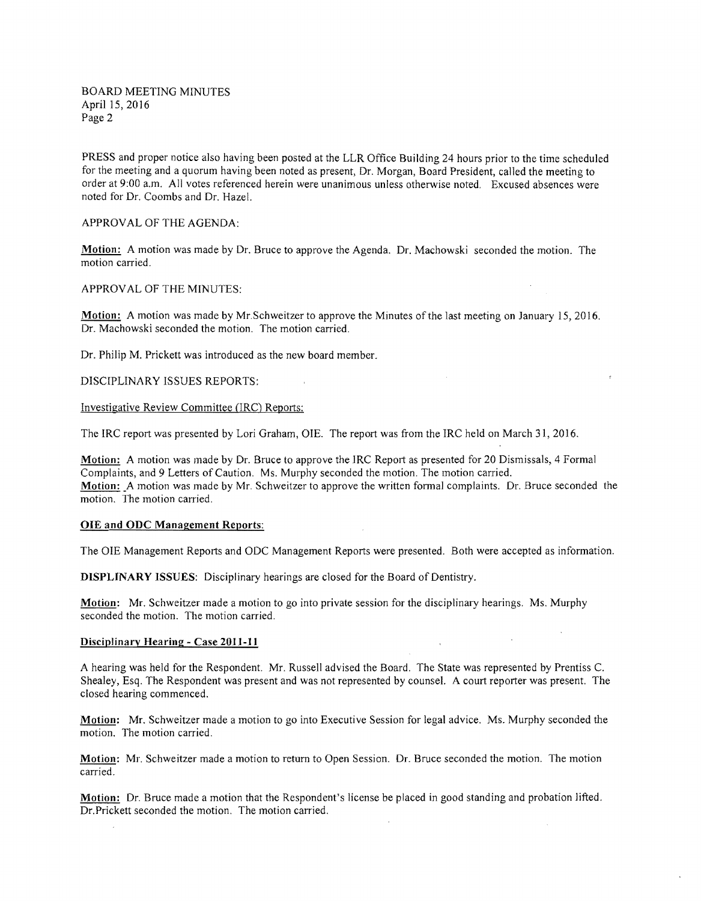PRESS and proper notice also having been posted at the LLR Office Building 24 hours prior to the time scheduled for the meeting and a quorum having been noted as present, Dr. Morgan, Board President, called the meeting to order at 9:00 a.m. All votes referenced herein were unanimous unless otherwise noted. Excused absences were noted for Dr. Coombs and Dr. Hazel.

APPROVAL OF THE AGENDA:

**Motion:** A motion was made by Dr. Bruce to approve the Agenda. Dr. Machowski seconded the motion. The motion carried.

APPROVAL OF THE MINUTES:

**Motion:** A motion was made by Mr.Schweitzer to approve the Minutes of the last meeting on January 15, 2016. Dr. Machowski seconded the motion. The motion carried.

Dr. Philip M. Prickett was introduced as the new board member.

DISCIPLINARY ISSUES REPORTS:

Investigative Review Committee (IRC) Reports:

The IRC report was presented by Lori Graham, OIE. The report was from the IRC held on March 31, 2016.

**Motion:** A motion was made by Dr. Bruce to approve the IRC Report as presented for 20 Dismissals, 4 Formal Complaints, and 9 Letters of Caution. Ms. Murphy seconded the motion. The motion carried.
**Motion:** A motion was made by Mr. Schweitzer to approve the written formal complaints. Dr. Bruce seconded the motion. The motion carried.

**OIE and ODC Management Reports:**

The OIE Management Reports and ODC Management Reports were presented. Both were accepted as information.

**DISPLINARY ISSUES:** Disciplinary hearings are closed for the Board of Dentistry.

**Motion:** Mr. Schweitzer made a motion to go into private session for the disciplinary hearings. Ms. Murphy seconded the motion. The motion carried.

**Disciplinary Hearing - Case 2011-11**

A hearing was held for the Respondent. Mr. Russell advised the Board. The State was represented by Prentiss C. Shealey, Esq. The Respondent was present and was not represented by counsel. A court reporter was present. The closed hearing commenced.

**Motion:** Mr. Schweitzer made a motion to go into Executive Session for legal advice. Ms. Murphy seconded the motion. The motion carried.

**Motion:** Mr. Schweitzer made a motion to return to Open Session. Dr. Bruce seconded the motion. The motion carried.

**Motion:** Dr. Bruce made a motion that the Respondent's license be placed in good standing and probation lifted. Dr.Prickett seconded the motion. The motion carried.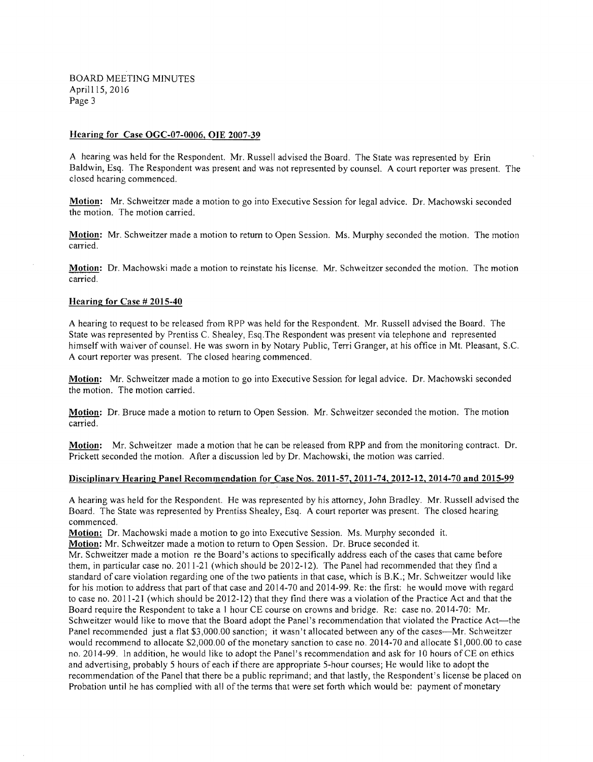## Hearing for Case OGC-07-0006, OIE 2007-39

A hearing was held for the Respondent. Mr. Russell advised the Board. The State was represented by Erin Baldwin, Esq. The Respondent was present and was not represented by counsel. A court reporter was present. The closed hearing commenced.

**Motion:** Mr. Schweitzer made a motion to go into Executive Session for legal advice. Dr. Machowski seconded the motion. The motion carried.

**Motion:** Mr. Schweitzer made a motion to return to Open Session. Ms. Murphy seconded the motion. The motion carried.

**Motion:** Dr. Machowski made a motion to reinstate his license. Mr. Schweitzer seconded the motion. The motion carried.

## Hearing for Case # 2015-40

A hearing to request to be released from RPP was held for the Respondent. Mr. Russell advised the Board. The State was represented by Prentiss C. Shealey, Esq.The Respondent was present via telephone and represented himself with waiver of counsel. He was sworn in by Notary Public, Terri Granger, at his office in Mt. Pleasant, S.C. A court reporter was present. The closed hearing commenced.

**Motion:** Mr. Schweitzer made a motion to go into Executive Session for legal advice. Dr. Machowski seconded the motion. The motion carried.

**Motion:** Dr. Bruce made a motion to return to Open Session. Mr. Schweitzer seconded the motion. The motion carried.

**Motion:** Mr. Schweitzer made a motion that he can be released from RPP and from the monitoring contract. Dr. Prickett seconded the motion. After a discussion led by Dr. Machowski, the motion was carried.

## Disciplinary Hearing Panel Recommendation for Case Nos. 2011-57, 2011-74, 2012-12, 2014-70 and 2015-99

A hearing was held for the Respondent. He was represented by his attorney, John Bradley. Mr. Russell advised the Board. The State was represented by Prentiss Shealey, Esq. A court reporter was present. The closed hearing commenced.

**Motion:** Dr. Machowski made a motion to go into Executive Session. Ms. Murphy seconded it.

**Motion:** Mr. Schweitzer made a motion to return to Open Session. Dr. Bruce seconded it.

Mr. Schweitzer made a motion re the Board's actions to specifically address each of the cases that came before them, in particular case no. 2011-21 (which should be 2012-12). The Panel had recommended that they find a standard of care violation regarding one of the two patients in that case, which is B.K.; Mr. Schweitzer would like for his motion to address that part of that case and 2014-70 and 2014-99. Re: the first: he would move with regard to case no. 2011-21 (which should be 2012-12) that they find there was a violation of the Practice Act and that the Board require the Respondent to take a 1 hour CE course on crowns and bridge. Re: case no. 2014-70: Mr. Schweitzer would like to move that the Board adopt the Panel's recommendation that violated the Practice Act—the Panel recommended just a flat $3,000.00 sanction; it wasn't allocated between any of the cases—Mr. Schweitzer would recommend to allocate $2,000.00 of the monetary sanction to case no. 2014-70 and allocate $1,000.00 to case no. 2014-99. In addition, he would like to adopt the Panel's recommendation and ask for 10 hours of CE on ethics and advertising, probably 5 hours of each if there are appropriate 5-hour courses; He would like to adopt the recommendation of the Panel that there be a public reprimand; and that lastly, the Respondent's license be placed on Probation until he has complied with all of the terms that were set forth which would be: payment of monetary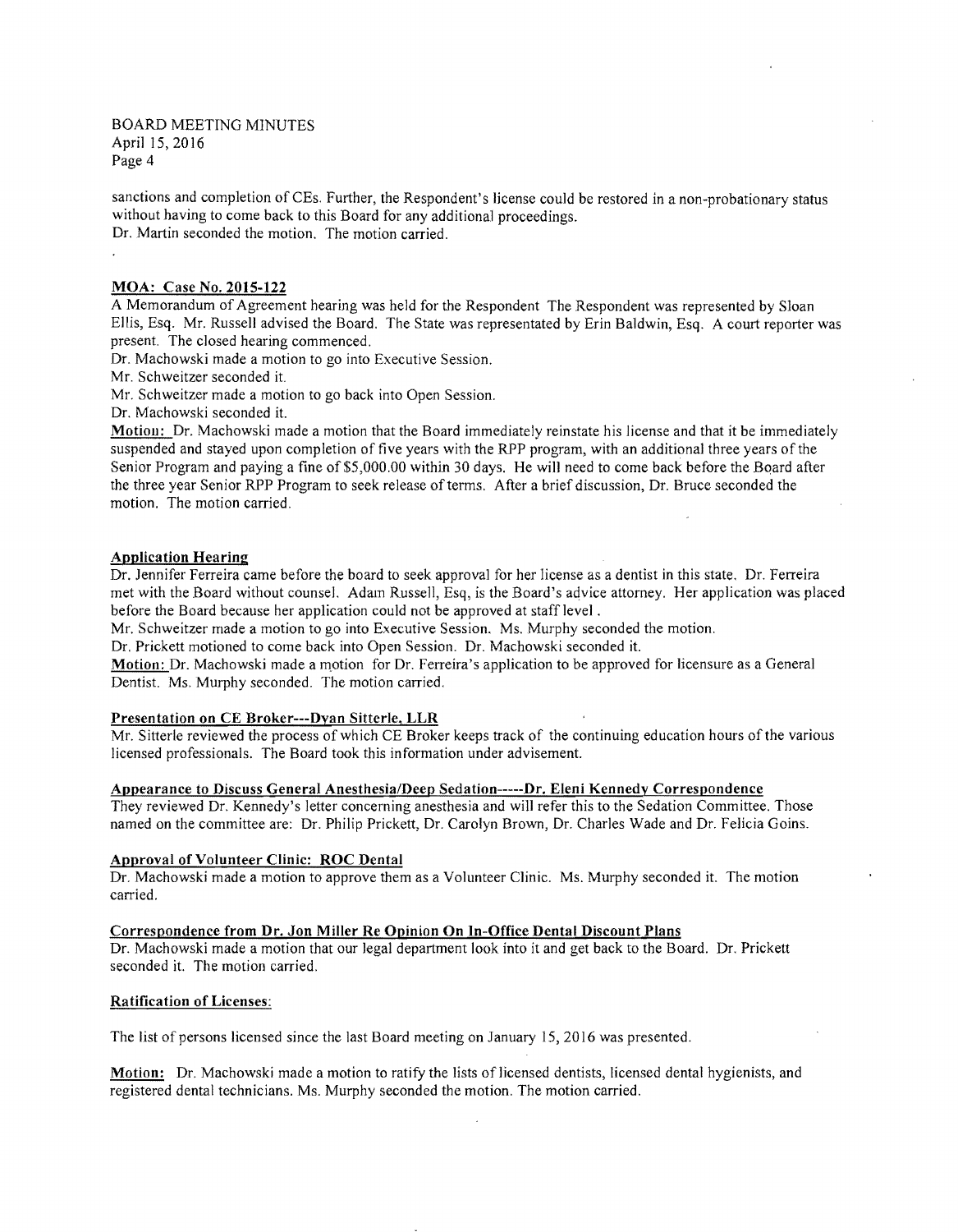sanctions and completion of CEs. Further, the Respondent's license could be restored in a non-probationary status without having to come back to this Board for any additional proceedings.
Dr. Martin seconded the motion. The motion carried.

**MOA: Case No. 2015-122**

A Memorandum of Agreement hearing was held for the Respondent The Respondent was represented by Sloan Ellis, Esq. Mr. Russell advised the Board. The State was representated by Erin Baldwin, Esq. A court reporter was present. The closed hearing commenced.
Dr. Machowski made a motion to go into Executive Session.
Mr. Schweitzer seconded it.
Mr. Schweitzer made a motion to go back into Open Session.
Dr. Machowski seconded it.
**Motion:** Dr. Machowski made a motion that the Board immediately reinstate his license and that it be immediately suspended and stayed upon completion of five years with the RPP program, with an additional three years of the Senior Program and paying a fine of $5,000.00 within 30 days. He will need to come back before the Board after the three year Senior RPP Program to seek release of terms. After a brief discussion, Dr. Bruce seconded the motion. The motion carried.

**Application Hearing**

Dr. Jennifer Ferreira came before the board to seek approval for her license as a dentist in this state. Dr. Ferreira met with the Board without counsel. Adam Russell, Esq, is the Board's advice attorney. Her application was placed before the Board because her application could not be approved at staff level .
Mr. Schweitzer made a motion to go into Executive Session. Ms. Murphy seconded the motion.
Dr. Prickett motioned to come back into Open Session. Dr. Machowski seconded it.
**Motion:** Dr. Machowski made a motion for Dr. Ferreira's application to be approved for licensure as a General Dentist. Ms. Murphy seconded. The motion carried.

**Presentation on CE Broker---Dyan Sitterle, LLR**

Mr. Sitterle reviewed the process of which CE Broker keeps track of the continuing education hours of the various licensed professionals. The Board took this information under advisement.

**Appearance to Discuss General Anesthesia/Deep Sedation-----Dr. Eleni Kennedy Correspondence**

They reviewed Dr. Kennedy's letter concerning anesthesia and will refer this to the Sedation Committee. Those named on the committee are: Dr. Philip Prickett, Dr. Carolyn Brown, Dr. Charles Wade and Dr. Felicia Goins.

**Approval of Volunteer Clinic: ROC Dental**

Dr. Machowski made a motion to approve them as a Volunteer Clinic. Ms. Murphy seconded it. The motion carried.

**Correspondence from Dr. Jon Miller Re Opinion On In-Office Dental Discount Plans**

Dr. Machowski made a motion that our legal department look into it and get back to the Board. Dr. Prickett seconded it. The motion carried.

**Ratification of Licenses:**

The list of persons licensed since the last Board meeting on January 15, 2016 was presented.

**Motion:** Dr. Machowski made a motion to ratify the lists of licensed dentists, licensed dental hygienists, and registered dental technicians. Ms. Murphy seconded the motion. The motion carried.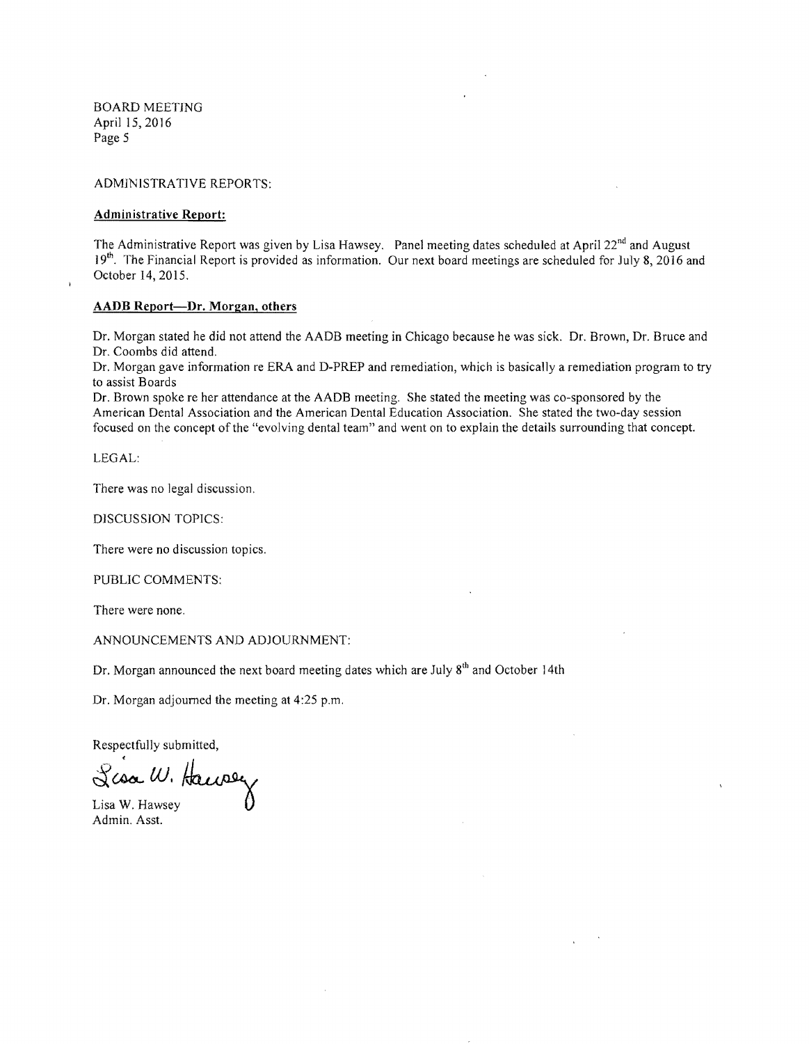BOARD MEETING
April 15, 2016

ADMINISTRATIVE REPORTS:

**Administrative Report:**

The Administrative Report was given by Lisa Hawsey. Panel meeting dates scheduled at April 22nd and August 19th. The Financial Report is provided as information. Our next board meetings are scheduled for July 8, 2016 and October 14, 2015.

**AADB Report—Dr. Morgan, others**

Dr. Morgan stated he did not attend the AADB meeting in Chicago because he was sick. Dr. Brown, Dr. Bruce and Dr. Coombs did attend.
Dr. Morgan gave information re ERA and D-PREP and remediation, which is basically a remediation program to try to assist Boards
Dr. Brown spoke re her attendance at the AADB meeting. She stated the meeting was co-sponsored by the American Dental Association and the American Dental Education Association. She stated the two-day session focused on the concept of the "evolving dental team" and went on to explain the details surrounding that concept.

LEGAL:

There was no legal discussion.

DISCUSSION TOPICS:

There were no discussion topics.

PUBLIC COMMENTS:

There were none.

ANNOUNCEMENTS AND ADJOURNMENT:

Dr. Morgan announced the next board meeting dates which are July 8th and October 14th

Dr. Morgan adjourned the meeting at 4:25 p.m.

Respectfully submitted,

Lisa W. Hawsey
Admin. Asst.